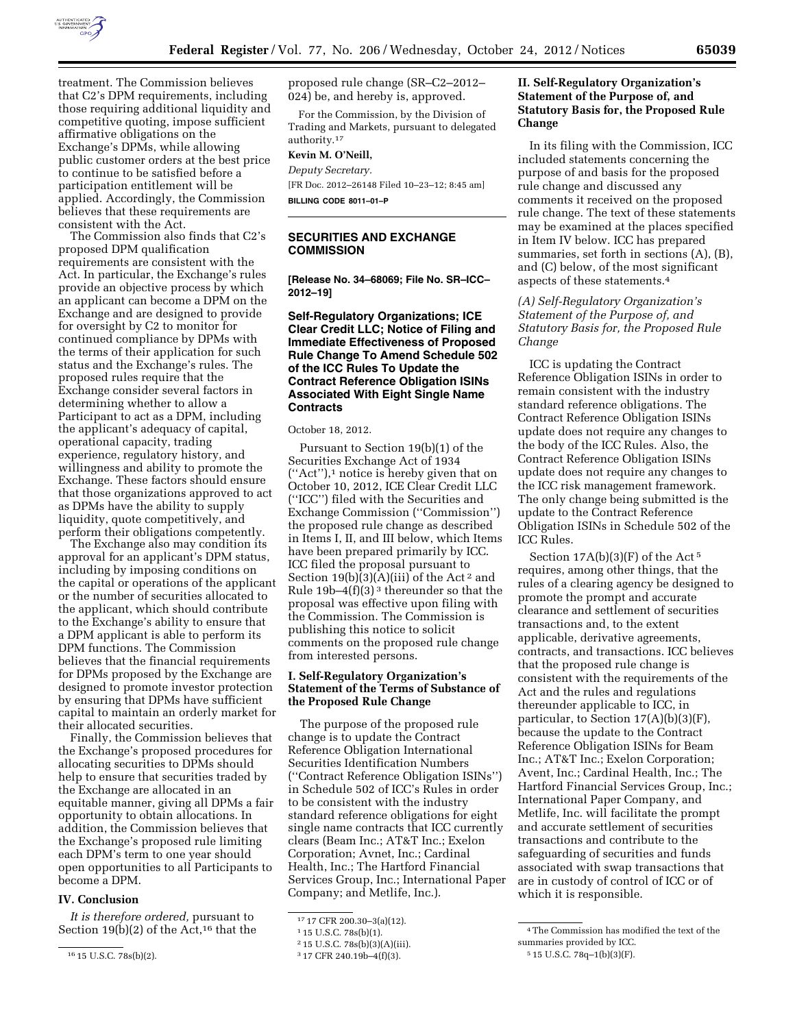treatment. The Commission believes that C2's DPM requirements, including those requiring additional liquidity and competitive quoting, impose sufficient affirmative obligations on the Exchange's DPMs, while allowing public customer orders at the best price to continue to be satisfied before a participation entitlement will be applied. Accordingly, the Commission believes that these requirements are consistent with the Act.

The Commission also finds that C2's proposed DPM qualification requirements are consistent with the Act. In particular, the Exchange's rules provide an objective process by which an applicant can become a DPM on the Exchange and are designed to provide for oversight by C2 to monitor for continued compliance by DPMs with the terms of their application for such status and the Exchange's rules. The proposed rules require that the Exchange consider several factors in determining whether to allow a Participant to act as a DPM, including the applicant's adequacy of capital, operational capacity, trading experience, regulatory history, and willingness and ability to promote the Exchange. These factors should ensure that those organizations approved to act as DPMs have the ability to supply liquidity, quote competitively, and perform their obligations competently.

The Exchange also may condition its approval for an applicant's DPM status, including by imposing conditions on the capital or operations of the applicant or the number of securities allocated to the applicant, which should contribute to the Exchange's ability to ensure that a DPM applicant is able to perform its DPM functions. The Commission believes that the financial requirements for DPMs proposed by the Exchange are designed to promote investor protection by ensuring that DPMs have sufficient capital to maintain an orderly market for their allocated securities.

Finally, the Commission believes that the Exchange's proposed procedures for allocating securities to DPMs should help to ensure that securities traded by the Exchange are allocated in an equitable manner, giving all DPMs a fair opportunity to obtain allocations. In addition, the Commission believes that the Exchange's proposed rule limiting each DPM's term to one year should open opportunities to all Participants to become a DPM.

## IV. Conclusion

*It is therefore ordered,* pursuant to Section 19(b)(2) of the Act,[16] that the proposed rule change (SR–C2–2012–024) be, and hereby is, approved.

For the Commission, by the Division of Trading and Markets, pursuant to delegated authority.[17]

**Kevin M. O'Neill,**

*Deputy Secretary.*

[FR Doc. 2012–26148 Filed 10–23–12; 8:45 am]

**BILLING CODE 8011–01–P**

[16] 15 U.S.C. 78s(b)(2).

[17] 17 CFR 200.30–3(a)(12).

---

## SECURITIES AND EXCHANGE COMMISSION

**[Release No. 34–68069; File No. SR–ICC–2012–19]**

### Self-Regulatory Organizations; ICE Clear Credit LLC; Notice of Filing and Immediate Effectiveness of Proposed Rule Change To Amend Schedule 502 of the ICC Rules To Update the Contract Reference Obligation ISINs Associated With Eight Single Name Contracts

October 18, 2012.

Pursuant to Section 19(b)(1) of the Securities Exchange Act of 1934 ("Act"),[1] notice is hereby given that on October 10, 2012, ICE Clear Credit LLC ("ICC") filed with the Securities and Exchange Commission ("Commission") the proposed rule change as described in Items I, II, and III below, which Items have been prepared primarily by ICC. ICC filed the proposal pursuant to Section 19(b)(3)(A)(iii) of the Act[2] and Rule 19b–4(f)(3)[3] thereunder so that the proposal was effective upon filing with the Commission. The Commission is publishing this notice to solicit comments on the proposed rule change from interested persons.

### I. Self-Regulatory Organization's Statement of the Terms of Substance of the Proposed Rule Change

The purpose of the proposed rule change is to update the Contract Reference Obligation International Securities Identification Numbers ("Contract Reference Obligation ISINs") in Schedule 502 of ICC's Rules in order to be consistent with the industry standard reference obligations for eight single name contracts that ICC currently clears (Beam Inc.; AT&T Inc.; Exelon Corporation; Avnet, Inc.; Cardinal Health, Inc.; The Hartford Financial Services Group, Inc.; International Paper Company; and Metlife, Inc.).

[1] 15 U.S.C. 78s(b)(1).

[2] 15 U.S.C. 78s(b)(3)(A)(iii).

[3] 17 CFR 240.19b–4(f)(3).

### II. Self-Regulatory Organization's Statement of the Purpose of, and Statutory Basis for, the Proposed Rule Change

In its filing with the Commission, ICC included statements concerning the purpose of and basis for the proposed rule change and discussed any comments it received on the proposed rule change. The text of these statements may be examined at the places specified in Item IV below. ICC has prepared summaries, set forth in sections (A), (B), and (C) below, of the most significant aspects of these statements.[4]

*(A) Self-Regulatory Organization's Statement of the Purpose of, and Statutory Basis for, the Proposed Rule Change*

ICC is updating the Contract Reference Obligation ISINs in order to remain consistent with the industry standard reference obligations. The Contract Reference Obligation ISINs update does not require any changes to the body of the ICC Rules. Also, the Contract Reference Obligation ISINs update does not require any changes to the ICC risk management framework. The only change being submitted is the update to the Contract Reference Obligation ISINs in Schedule 502 of the ICC Rules.

Section 17A(b)(3)(F) of the Act[5] requires, among other things, that the rules of a clearing agency be designed to promote the prompt and accurate clearance and settlement of securities transactions and, to the extent applicable, derivative agreements, contracts, and transactions. ICC believes that the proposed rule change is consistent with the requirements of the Act and the rules and regulations thereunder applicable to ICC, in particular, to Section 17(A)(b)(3)(F), because the update to the Contract Reference Obligation ISINs for Beam Inc.; AT&T Inc.; Exelon Corporation; Avent, Inc.; Cardinal Health, Inc.; The Hartford Financial Services Group, Inc.; International Paper Company, and Metlife, Inc. will facilitate the prompt and accurate settlement of securities transactions and contribute to the safeguarding of securities and funds associated with swap transactions that are in custody of control of ICC or of which it is responsible.

[4] The Commission has modified the text of the summaries provided by ICC.

[5] 15 U.S.C. 78q–1(b)(3)(F).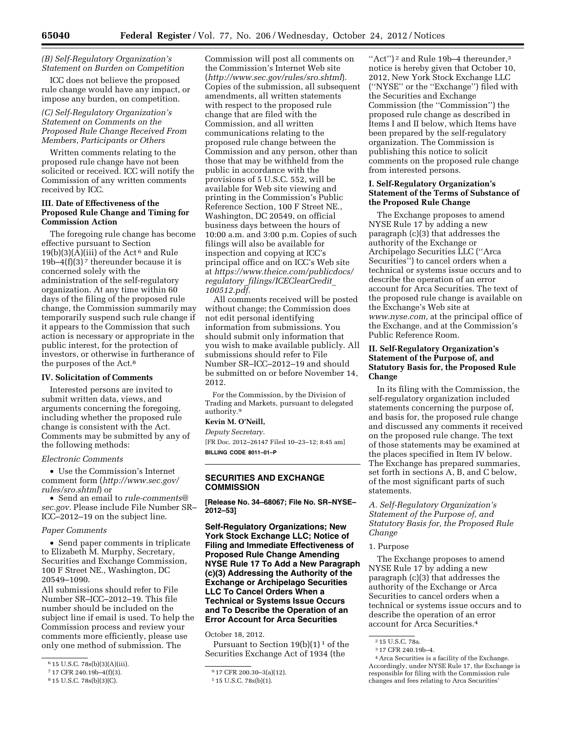*(B) Self-Regulatory Organization's Statement on Burden on Competition*

ICC does not believe the proposed rule change would have any impact, or impose any burden, on competition.

*(C) Self-Regulatory Organization's Statement on Comments on the Proposed Rule Change Received From Members, Participants or Others*

Written comments relating to the proposed rule change have not been solicited or received. ICC will notify the Commission of any written comments received by ICC.

### III. Date of Effectiveness of the Proposed Rule Change and Timing for Commission Action

The foregoing rule change has become effective pursuant to Section 19(b)(3)(A)(iii) of the Act[6] and Rule 19b–4(f)(3)[7] thereunder because it is concerned solely with the administration of the self-regulatory organization. At any time within 60 days of the filing of the proposed rule change, the Commission summarily may temporarily suspend such rule change if it appears to the Commission that such action is necessary or appropriate in the public interest, for the protection of investors, or otherwise in furtherance of the purposes of the Act.[8]

### IV. Solicitation of Comments

Interested persons are invited to submit written data, views, and arguments concerning the foregoing, including whether the proposed rule change is consistent with the Act. Comments may be submitted by any of the following methods:

*Electronic Comments*

- Use the Commission's Internet comment form (*http://www.sec.gov/rules/sro.shtml*) or
- Send an email to *rule-comments@sec.gov.* Please include File Number SR–ICC–2012–19 on the subject line.

*Paper Comments*

- Send paper comments in triplicate to Elizabeth M. Murphy, Secretary, Securities and Exchange Commission, 100 F Street NE., Washington, DC 20549–1090.

All submissions should refer to File Number SR–ICC–2012–19. This file number should be included on the subject line if email is used. To help the Commission process and review your comments more efficiently, please use only one method of submission. The Commission will post all comments on the Commission's Internet Web site (*http://www.sec.gov/rules/sro.shtml*). Copies of the submission, all subsequent amendments, all written statements with respect to the proposed rule change that are filed with the Commission, and all written communications relating to the proposed rule change between the Commission and any person, other than those that may be withheld from the public in accordance with the provisions of 5 U.S.C. 552, will be available for Web site viewing and printing in the Commission's Public Reference Section, 100 F Street NE., Washington, DC 20549, on official business days between the hours of 10:00 a.m. and 3:00 p.m. Copies of such filings will also be available for inspection and copying at ICC's principal office and on ICC's Web site at *https://www.theice.com/publicdocs/regulatory_filings/ICEClearCredit_100512.pdf.*

All comments received will be posted without change; the Commission does not edit personal identifying information from submissions. You should submit only information that you wish to make available publicly. All submissions should refer to File Number SR–ICC–2012–19 and should be submitted on or before November 14, 2012.

For the Commission, by the Division of Trading and Markets, pursuant to delegated authority.[9]

**Kevin M. O'Neill,**

*Deputy Secretary.*

[FR Doc. 2012–26147 Filed 10–23–12; 8:45 am]

**BILLING CODE 8011–01–P**

---

6 15 U.S.C. 78s(b)(3)(A)(iii).

7 17 CFR 240.19b–4(f)(3).

8 15 U.S.C. 78s(b)(3)(C).

9 17 CFR 200.30–3(a)(12).

---

## SECURITIES AND EXCHANGE COMMISSION

**[Release No. 34–68067; File No. SR–NYSE–2012–53]**

## Self-Regulatory Organizations; New York Stock Exchange LLC; Notice of Filing and Immediate Effectiveness of Proposed Rule Change Amending NYSE Rule 17 To Add a New Paragraph (c)(3) Addressing the Authority of the Exchange or Archipelago Securities LLC To Cancel Orders When a Technical or Systems Issue Occurs and To Describe the Operation of an Error Account for Arca Securities

October 18, 2012.

Pursuant to Section 19(b)(1)[1] of the Securities Exchange Act of 1934 (the "Act")[2] and Rule 19b–4 thereunder,[3] notice is hereby given that October 10, 2012, New York Stock Exchange LLC ("NYSE" or the "Exchange") filed with the Securities and Exchange Commission (the "Commission") the proposed rule change as described in Items I and II below, which Items have been prepared by the self-regulatory organization. The Commission is publishing this notice to solicit comments on the proposed rule change from interested persons.

### I. Self-Regulatory Organization's Statement of the Terms of Substance of the Proposed Rule Change

The Exchange proposes to amend NYSE Rule 17 by adding a new paragraph (c)(3) that addresses the authority of the Exchange or Archipelago Securities LLC ("Arca Securities") to cancel orders when a technical or systems issue occurs and to describe the operation of an error account for Arca Securities. The text of the proposed rule change is available on the Exchange's Web site at *www.nyse.com,* at the principal office of the Exchange, and at the Commission's Public Reference Room.

### II. Self-Regulatory Organization's Statement of the Purpose of, and Statutory Basis for, the Proposed Rule Change

In its filing with the Commission, the self-regulatory organization included statements concerning the purpose of, and basis for, the proposed rule change and discussed any comments it received on the proposed rule change. The text of those statements may be examined at the places specified in Item IV below. The Exchange has prepared summaries, set forth in sections A, B, and C below, of the most significant parts of such statements.

*A. Self-Regulatory Organization's Statement of the Purpose of, and Statutory Basis for, the Proposed Rule Change*

1. Purpose

The Exchange proposes to amend NYSE Rule 17 by adding a new paragraph (c)(3) that addresses the authority of the Exchange or Arca Securities to cancel orders when a technical or systems issue occurs and to describe the operation of an error account for Arca Securities.[4]

---

1 15 U.S.C. 78s(b)(1).

2 15 U.S.C. 78a.

3 17 CFR 240.19b–4.

4 Arca Securities is a facility of the Exchange. Accordingly, under NYSE Rule 17, the Exchange is responsible for filing with the Commission rule changes and fees relating to Arca Securities'